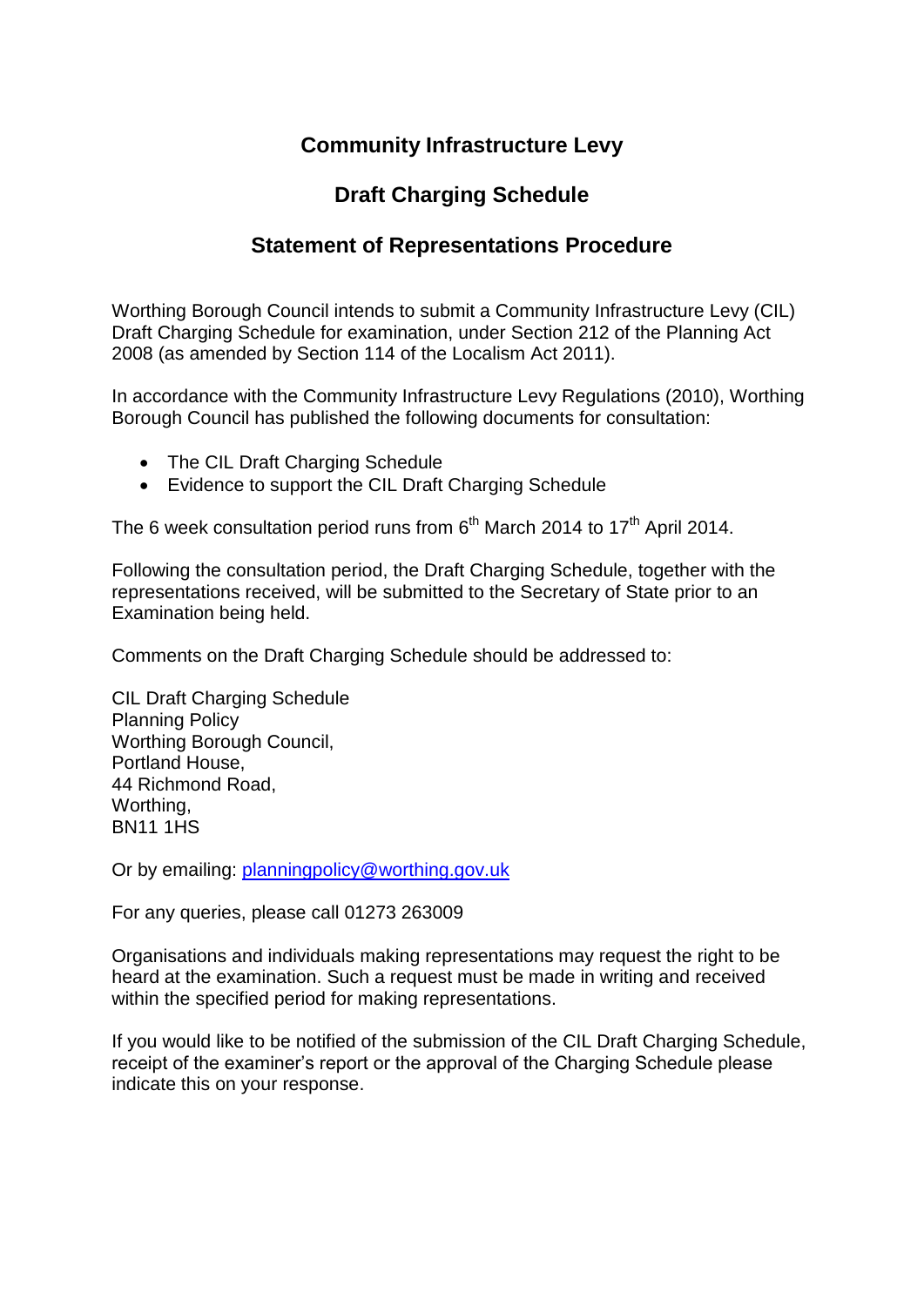# Community Infrastructure Levy

## Draft Charging Schedule

## Statement of Representations Procedure

Worthing Borough Council intends to submit a Community Infrastructure Levy (CIL) Draft Charging Schedule for examination, under Section 212 of the Planning Act 2008 (as amended by Section 114 of the Localism Act 2011).

In accordance with the Community Infrastructure Levy Regulations (2010), Worthing Borough Council has published the following documents for consultation:

- The CIL Draft Charging Schedule
- Evidence to support the CIL Draft Charging Schedule

The 6 week consultation period runs from 6th March 2014 to 17th April 2014.

Following the consultation period, the Draft Charging Schedule, together with the representations received, will be submitted to the Secretary of State prior to an Examination being held.

Comments on the Draft Charging Schedule should be addressed to:

CIL Draft Charging Schedule  
Planning Policy  
Worthing Borough Council,  
Portland House,  
44 Richmond Road,  
Worthing,  
BN11 1HS

Or by emailing: [planningpolicy@worthing.gov.uk](mailto:planningpolicy@worthing.gov.uk)

For any queries, please call 01273 263009

Organisations and individuals making representations may request the right to be heard at the examination. Such a request must be made in writing and received within the specified period for making representations.

If you would like to be notified of the submission of the CIL Draft Charging Schedule, receipt of the examiner's report or the approval of the Charging Schedule please indicate this on your response.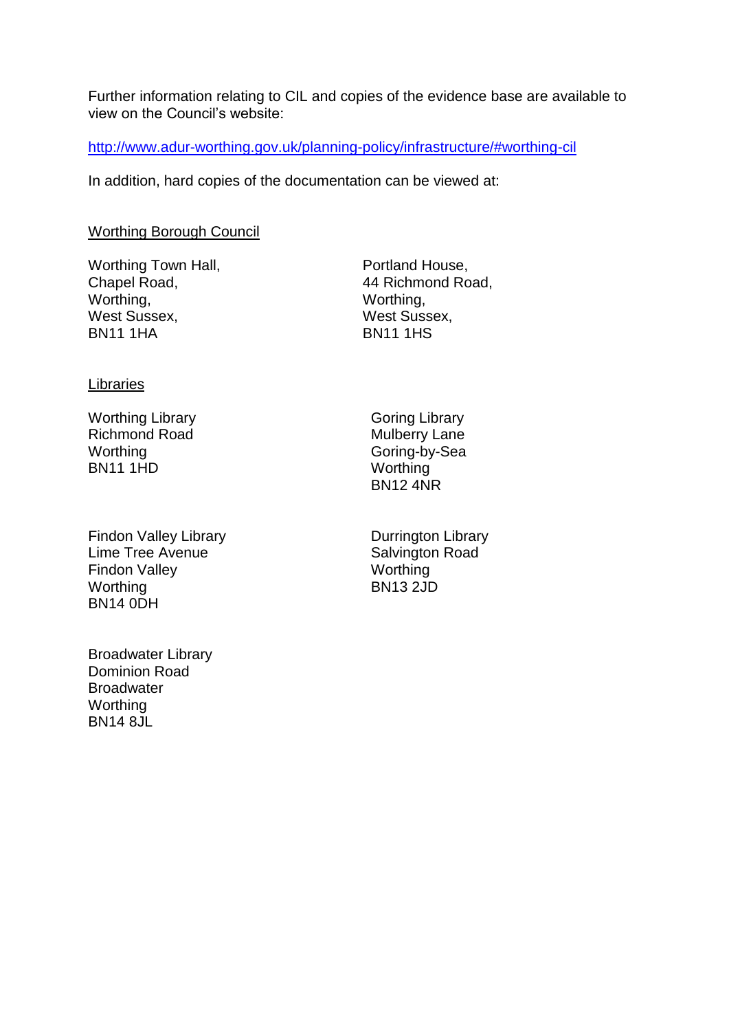Further information relating to CIL and copies of the evidence base are available to view on the Council's website:

http://www.adur-worthing.gov.uk/planning-policy/infrastructure/#worthing-cil

In addition, hard copies of the documentation can be viewed at:

Worthing Borough Council

Worthing Town Hall,
Chapel Road,
Worthing,
West Sussex,
BN11 1HA

Portland House,
44 Richmond Road,
Worthing,
West Sussex,
BN11 1HS

Libraries

Worthing Library
Richmond Road
Worthing
BN11 1HD

Goring Library
Mulberry Lane
Goring-by-Sea
Worthing
BN12 4NR

Findon Valley Library
Lime Tree Avenue
Findon Valley
Worthing
BN14 0DH

Durrington Library
Salvington Road
Worthing
BN13 2JD

Broadwater Library
Dominion Road
Broadwater
Worthing
BN14 8JL